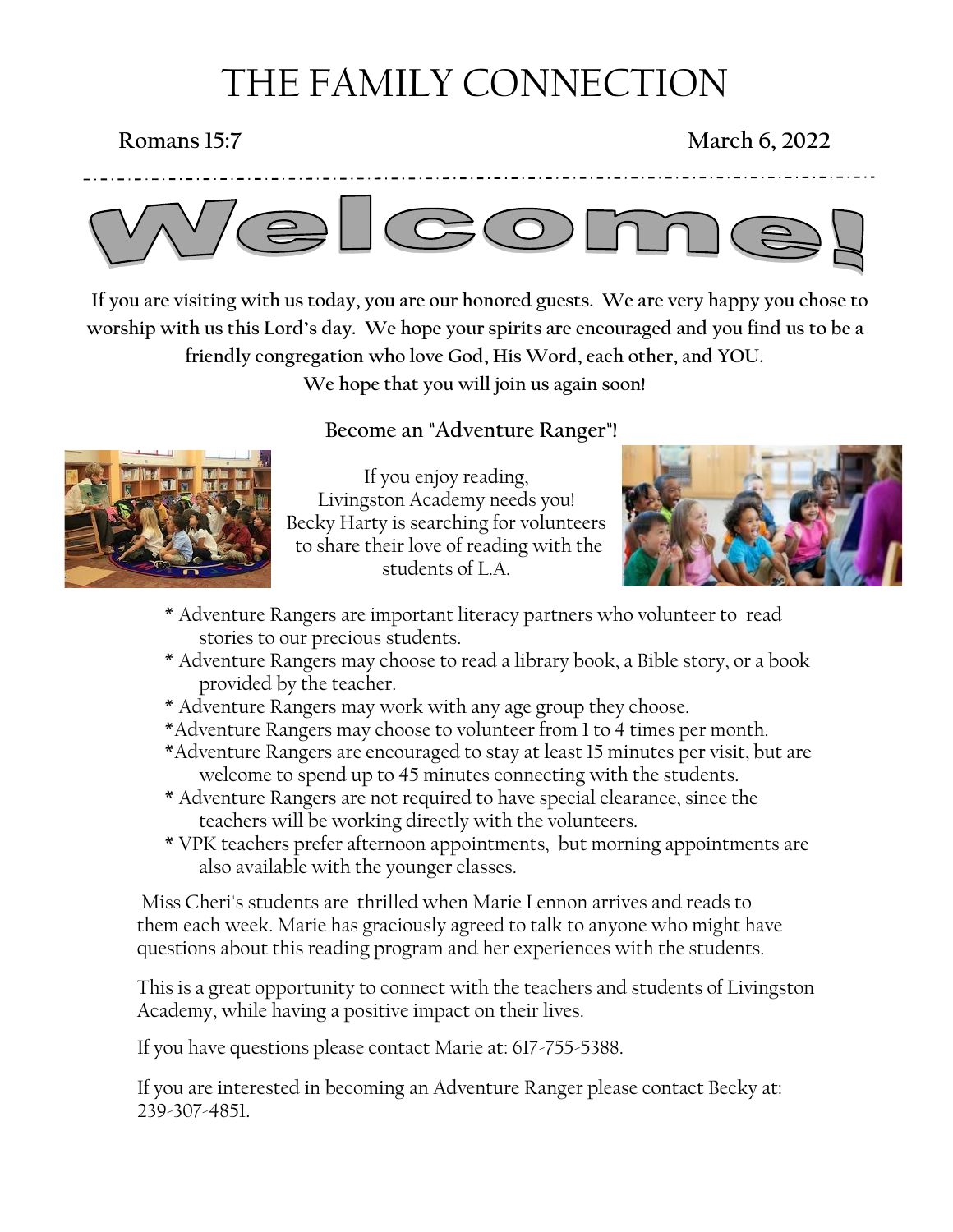# THE FAMILY CONNECTION

**Romans 15:7** **March 6, 2022**

# Welcome!

**If you are visiting with us today, you are our honored guests. We are very happy you chose to worship with us this Lord's day. We hope your spirits are encouraged and you find us to be a friendly congregation who love God, His Word, each other, and YOU.**
**We hope that you will join us again soon!**

## Become an "Adventure Ranger"!

If you enjoy reading, Livingston Academy needs you! Becky Harty is searching for volunteers to share their love of reading with the students of L.A.

* Adventure Rangers are important literacy partners who volunteer to read stories to our precious students.
* Adventure Rangers may choose to read a library book, a Bible story, or a book provided by the teacher.
* Adventure Rangers may work with any age group they choose.
* Adventure Rangers may choose to volunteer from 1 to 4 times per month.
* Adventure Rangers are encouraged to stay at least 15 minutes per visit, but are welcome to spend up to 45 minutes connecting with the students.
* Adventure Rangers are not required to have special clearance, since the teachers will be working directly with the volunteers.
* VPK teachers prefer afternoon appointments, but morning appointments are also available with the younger classes.

Miss Cheri's students are thrilled when Marie Lennon arrives and reads to them each week. Marie has graciously agreed to talk to anyone who might have questions about this reading program and her experiences with the students.

This is a great opportunity to connect with the teachers and students of Livingston Academy, while having a positive impact on their lives.

If you have questions please contact Marie at: 617-755-5388.

If you are interested in becoming an Adventure Ranger please contact Becky at: 239-307-4851.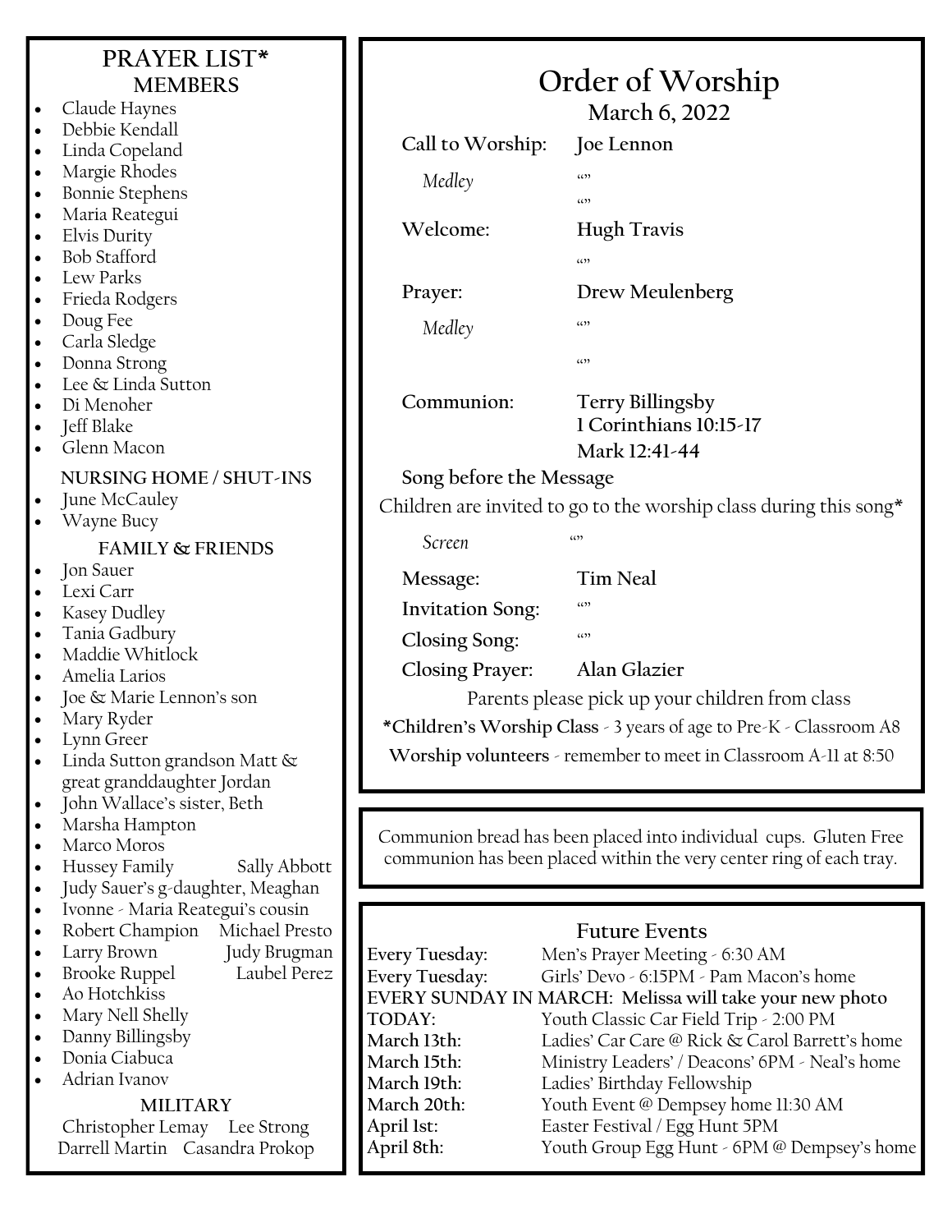# PRAYER LIST*

## MEMBERS

- Claude Haynes
- Debbie Kendall
- Linda Copeland
- Margie Rhodes
- Bonnie Stephens
- Maria Reategui
- Elvis Durity
- Bob Stafford
- Lew Parks
- Frieda Rodgers
- Doug Fee
- Carla Sledge
- Donna Strong
- Lee & Linda Sutton
- Di Menoher
- Jeff Blake
- Glenn Macon

## NURSING HOME / SHUT-INS

- June McCauley
- Wayne Bucy

## FAMILY & FRIENDS

- Jon Sauer
- Lexi Carr
- Kasey Dudley
- Tania Gadbury
- Maddie Whitlock
- Amelia Larios
- Joe & Marie Lennon's son
- Mary Ryder
- Lynn Greer
- Linda Sutton grandson Matt & great granddaughter Jordan
- John Wallace's sister, Beth
- Marsha Hampton
- Marco Moros
- Hussey Family
- Sally Abbott
- Judy Sauer's g-daughter, Meaghan
- Ivonne - Maria Reategui's cousin
- Robert Champion
- Michael Presto
- Larry Brown
- Judy Brugman
- Brooke Ruppel
- Laubel Perez
- Ao Hotchkiss
- Mary Nell Shelly
- Danny Billingsby
- Donia Ciabuca
- Adrian Ivanov

## MILITARY

Christopher Lemay    Lee Strong
Darrell Martin    Casandra Prokop

# Order of Worship

**March 6, 2022**

**Call to Worship:** **Joe Lennon**

*Medley* ""
""

**Welcome:** **Hugh Travis**
""

**Prayer:** **Drew Meulenberg**

*Medley* ""
""

**Communion:** **Terry Billingsby**
**1 Corinthians 10:15-17**
**Mark 12:41-44**

**Song before the Message**

Children are invited to go to the worship class during this song*

*Screen* ""

**Message:** **Tim Neal**

**Invitation Song:** ""

**Closing Song:** ""

**Closing Prayer:** **Alan Glazier**

Parents please pick up your children from class

***Children's Worship Class** - 3 years of age to Pre-K - Classroom A8

**Worship volunteers** - remember to meet in Classroom A-11 at 8:50

Communion bread has been placed into individual cups. Gluten Free communion has been placed within the very center ring of each tray.

## Future Events

**Every Tuesday:** Men's Prayer Meeting - 6:30 AM
**Every Tuesday:** Girls' Devo - 6:15PM - Pam Macon's home
**EVERY SUNDAY IN MARCH: Melissa will take your new photo**
**TODAY:** Youth Classic Car Field Trip - 2:00 PM
**March 13th:** Ladies' Car Care @ Rick & Carol Barrett's home
**March 15th:** Ministry Leaders' / Deacons' 6PM - Neal's home
**March 19th:** Ladies' Birthday Fellowship
**March 20th:** Youth Event @ Dempsey home 11:30 AM
**April 1st:** Easter Festival / Egg Hunt 5PM
**April 8th:** Youth Group Egg Hunt - 6PM @ Dempsey's home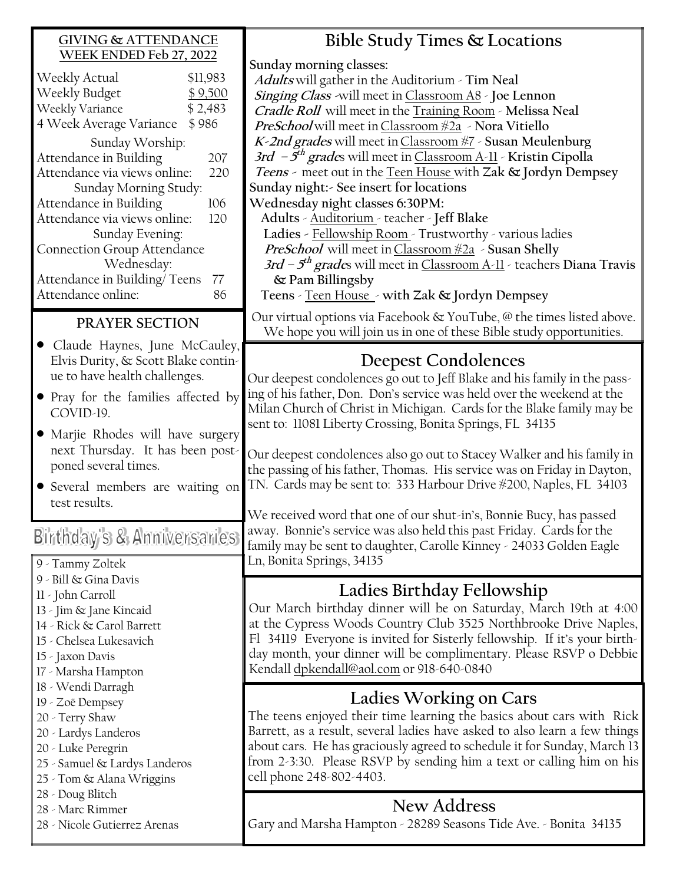## GIVING & ATTENDANCE WEEK ENDED Feb 27, 2022

| | |
|---|---|
| Weekly Actual | $11,983 |
| Weekly Budget | $ 9,500 |
| Weekly Variance | $ 2,483 |
| 4 Week Average Variance | $ 986 |
| **Sunday Worship:** | |
| Attendance in Building | 207 |
| Attendance via views online: | 220 |
| **Sunday Morning Study:** | |
| Attendance in Building | 106 |
| Attendance via views online: | 120 |
| **Sunday Evening:** | |
| Connection Group Attendance | |
| **Wednesday:** | |
| Attendance in Building/ Teens | 77 |
| Attendance online: | 86 |

## PRAYER SECTION

- Claude Haynes, June McCauley, Elvis Durity, & Scott Blake continue to have health challenges.
- Pray for the families affected by COVID-19.
- Marjie Rhodes will have surgery next Thursday. It has been postponed several times.
- Several members are waiting on test results.

## Birthday's & Anniversaries

9 - Tammy Zoltek
9 - Bill & Gina Davis
11 - John Carroll
13 - Jim & Jane Kincaid
14 - Rick & Carol Barrett
15 - Chelsea Lukesavich
15 - Jaxon Davis
17 - Marsha Hampton
18 - Wendi Darragh
19 - Zoë Dempsey
20 - Terry Shaw
20 - Lardys Landeros
20 - Luke Peregrin
25 - Samuel & Lardys Landeros
25 - Tom & Alana Wriggins
28 - Doug Blitch
28 - Marc Rimmer
28 - Nicole Gutierrez Arenas

## Bible Study Times & Locations

**Sunday morning classes:**

***Adults*** will gather in the Auditorium - **Tim Neal**
***Singing Class*** -will meet in Classroom A8 - **Joe Lennon**
***Cradle Roll*** will meet in the Training Room - **Melissa Neal**
***PreSchool*** will meet in Classroom #2a - **Nora Vitiello**
***K-2nd grades*** will meet in Classroom #7 - **Susan Meulenburg**
***3rd – 5th grades*** will meet in Classroom A-11 - **Kristin Cipolla**
***Teens*** - meet out in the Teen House with **Zak & Jordyn Dempsey**

**Sunday night:- See insert for locations**

**Wednesday night classes 6:30PM:**

**Adults** - Auditorium - teacher - **Jeff Blake**
**Ladies** - Fellowship Room - Trustworthy - various ladies
***PreSchool*** will meet in Classroom #2a - **Susan Shelly**
***3rd – 5th grades*** will meet in Classroom A-11 - teachers **Diana Travis & Pam Billingsby**
**Teens** - Teen House - **with Zak & Jordyn Dempsey**

Our virtual options via Facebook & YouTube, @ the times listed above. We hope you will join us in one of these Bible study opportunities.

## Deepest Condolences

Our deepest condolences go out to Jeff Blake and his family in the passing of his father, Don. Don's service was held over the weekend at the Milan Church of Christ in Michigan. Cards for the Blake family may be sent to: 11081 Liberty Crossing, Bonita Springs, FL 34135

Our deepest condolences also go out to Stacey Walker and his family in the passing of his father, Thomas. His service was on Friday in Dayton, TN. Cards may be sent to: 333 Harbour Drive #200, Naples, FL 34103

We received word that one of our shut-in's, Bonnie Bucy, has passed away. Bonnie's service was also held this past Friday. Cards for the family may be sent to daughter, Carolle Kinney - 24033 Golden Eagle Ln, Bonita Springs, 34135

## Ladies Birthday Fellowship

Our March birthday dinner will be on Saturday, March 19th at 4:00 at the Cypress Woods Country Club 3525 Northbrooke Drive Naples, Fl 34119 Everyone is invited for Sisterly fellowship. If it's your birthday month, your dinner will be complimentary. Please RSVP o Debbie Kendall dpkendall@aol.com or 918-640-0840

## Ladies Working on Cars

The teens enjoyed their time learning the basics about cars with Rick Barrett, as a result, several ladies have asked to also learn a few things about cars. He has graciously agreed to schedule it for Sunday, March 13 from 2-3:30. Please RSVP by sending him a text or calling him on his cell phone 248-802-4403.

## New Address

Gary and Marsha Hampton - 28289 Seasons Tide Ave. - Bonita 34135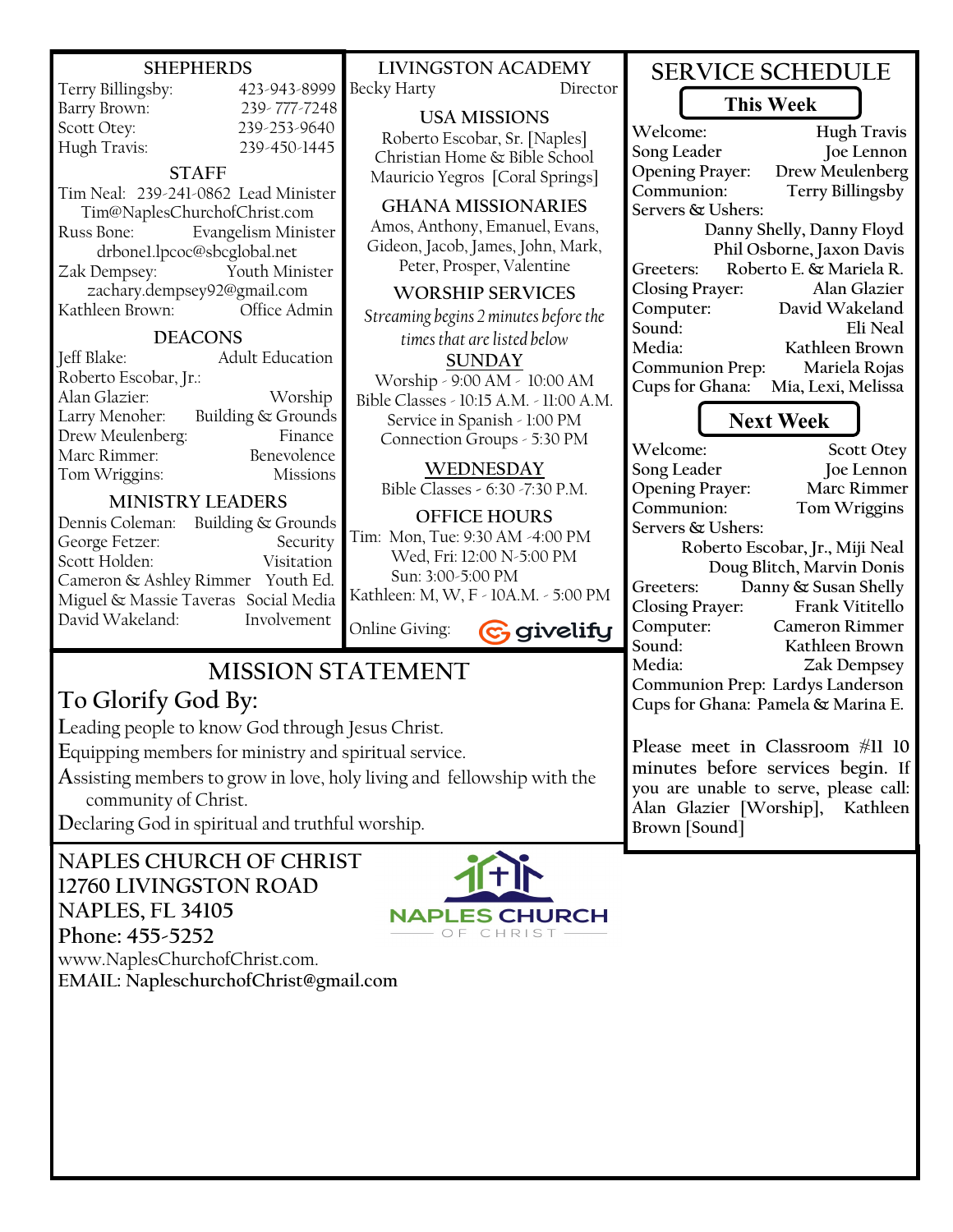## SHEPHERDS

| | |
|---|---|
| Terry Billingsby: | 423-943-8999 |
| Barry Brown: | 239- 777-7248 |
| Scott Otey: | 239-253-9640 |
| Hugh Travis: | 239-450-1445 |

## STAFF

Tim Neal: 239-241-0862 Lead Minister
Tim@NaplesChurchofChrist.com

Russ Bone: Evangelism Minister
drbone1.lpcoc@sbcglobal.net

Zak Dempsey: Youth Minister
zachary.dempsey92@gmail.com

Kathleen Brown: Office Admin

## DEACONS

| | |
|---|---|
| Jeff Blake: | Adult Education |
| Roberto Escobar, Jr.: | |
| Alan Glazier: | Worship |
| Larry Menoher: | Building & Grounds |
| Drew Meulenberg: | Finance |
| Marc Rimmer: | Benevolence |
| Tom Wriggins: | Missions |

## MINISTRY LEADERS

| | |
|---|---|
| Dennis Coleman: | Building & Grounds |
| George Fetzer: | Security |
| Scott Holden: | Visitation |
| Cameron & Ashley Rimmer | Youth Ed. |
| Miguel & Massie Taveras | Social Media |
| David Wakeland: | Involvement |

## LIVINGSTON ACADEMY

Becky Harty — Director

## USA MISSIONS

Roberto Escobar, Sr. [Naples]
Christian Home & Bible School
Mauricio Yegros [Coral Springs]

## GHANA MISSIONARIES

Amos, Anthony, Emanuel, Evans, Gideon, Jacob, James, John, Mark, Peter, Prosper, Valentine

## WORSHIP SERVICES

*Streaming begins 2 minutes before the times that are listed below*

**SUNDAY**

Worship - 9:00 AM - 10:00 AM
Bible Classes - 10:15 A.M. - 11:00 A.M.
Service in Spanish - 1:00 PM
Connection Groups - 5:30 PM

**WEDNESDAY**

Bible Classes - 6:30 -7:30 P.M.

## OFFICE HOURS

Tim: Mon, Tue: 9:30 AM -4:00 PM
Wed, Fri: 12:00 N-5:00 PM
Sun: 3:00-5:00 PM

Kathleen: M, W, F - 10A.M. - 5:00 PM

Online Giving: givelify

## SERVICE SCHEDULE

### This Week

| | |
|---|---|
| Welcome: | Hugh Travis |
| Song Leader | Joe Lennon |
| Opening Prayer: | Drew Meulenberg |
| Communion: | Terry Billingsby |
| Servers & Ushers: | Danny Shelly, Danny Floyd, Phil Osborne, Jaxon Davis |
| Greeters: | Roberto E. & Mariela R. |
| Closing Prayer: | Alan Glazier |
| Computer: | David Wakeland |
| Sound: | Eli Neal |
| Media: | Kathleen Brown |
| Communion Prep: | Mariela Rojas |
| Cups for Ghana: | Mia, Lexi, Melissa |

### Next Week

| | |
|---|---|
| Welcome: | Scott Otey |
| Song Leader | Joe Lennon |
| Opening Prayer: | Marc Rimmer |
| Communion: | Tom Wriggins |
| Servers & Ushers: | Roberto Escobar, Jr., Miji Neal, Doug Blitch, Marvin Donis |
| Greeters: | Danny & Susan Shelly |
| Closing Prayer: | Frank Vititello |
| Computer: | Cameron Rimmer |
| Sound: | Kathleen Brown |
| Media: | Zak Dempsey |
| Communion Prep: | Lardys Landerson |
| Cups for Ghana: | Pamela & Marina E. |

Please meet in Classroom #11 10 minutes before services begin. If you are unable to serve, please call: Alan Glazier [Worship], Kathleen Brown [Sound]

## MISSION STATEMENT

### To Glorify God By:

Leading people to know God through Jesus Christ.
Equipping members for ministry and spiritual service.
Assisting members to grow in love, holy living and fellowship with the community of Christ.
Declaring God in spiritual and truthful worship.

**NAPLES CHURCH OF CHRIST**
**12760 LIVINGSTON ROAD**
**NAPLES, FL 34105**
**Phone: 455-5252**
www.NaplesChurchofChrist.com.
**EMAIL: NapleschurchofChrist@gmail.com**

NAPLES CHURCH OF CHRIST